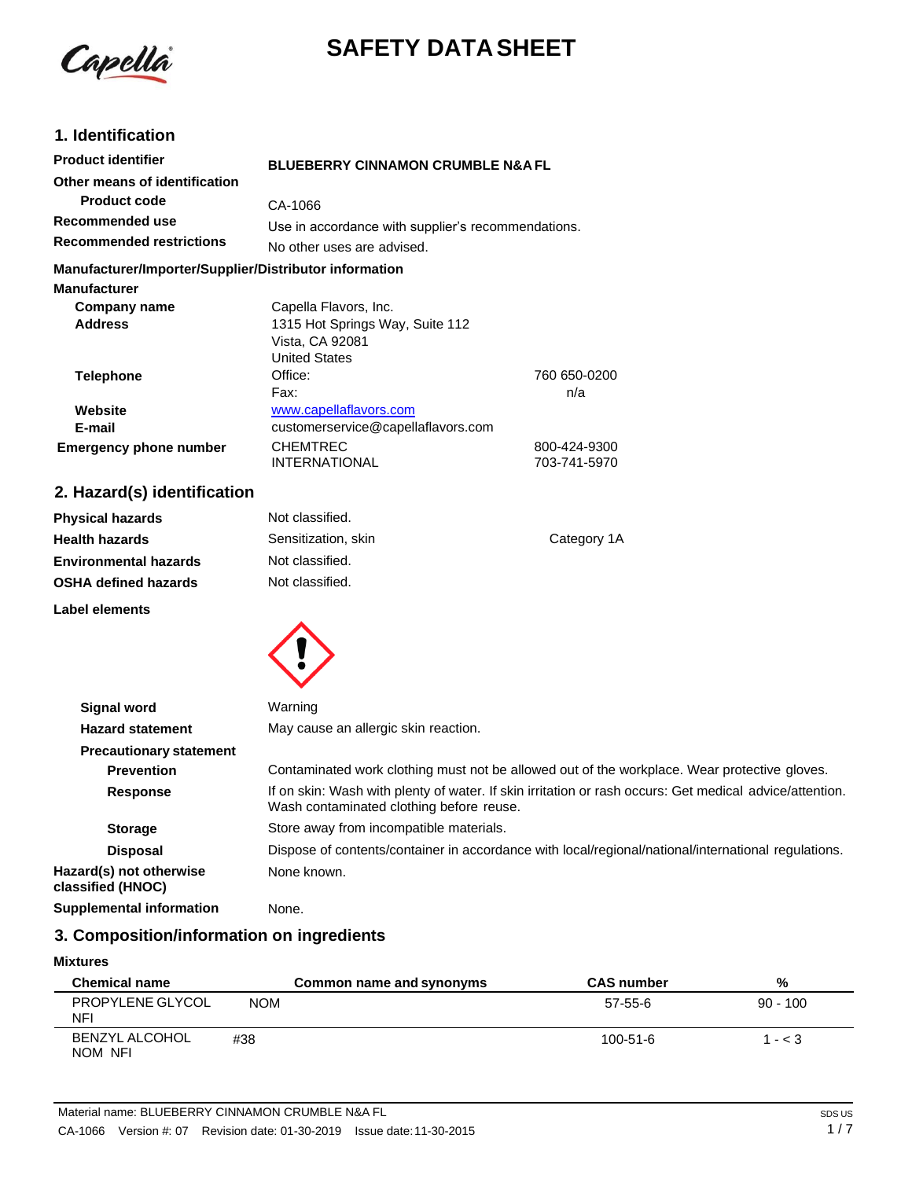# SAFETY DATA SHEET

## 1. Identification

| | | |
|---|---|---|
| **Product identifier** | **BLUEBERRY CINNAMON CRUMBLE N&A FL** | |
| **Other means of identification** | | |
| **Product code** | CA-1066 | |
| **Recommended use** | Use in accordance with supplier's recommendations. | |
| **Recommended restrictions** | No other uses are advised. | |

**Manufacturer/Importer/Supplier/Distributor information**

**Manufacturer**

| | | |
|---|---|---|
| **Company name** | Capella Flavors, Inc. | |
| **Address** | 1315 Hot Springs Way, Suite 112<br>Vista, CA 92081<br>United States | |
| **Telephone** | Office: | 760 650-0200 |
| | Fax: | n/a |
| **Website** | www.capellaflavors.com | |
| **E-mail** | customerservice@capellaflavors.com | |
| **Emergency phone number** | CHEMTREC | 800-424-9300 |
| | INTERNATIONAL | 703-741-5970 |

## 2. Hazard(s) identification

| | | |
|---|---|---|
| **Physical hazards** | Not classified. | |
| **Health hazards** | Sensitization, skin | Category 1A |
| **Environmental hazards** | Not classified. | |
| **OSHA defined hazards** | Not classified. | |

**Label elements**

| | |
|---|---|
| **Signal word** | Warning |
| **Hazard statement** | May cause an allergic skin reaction. |
| **Precautionary statement** | |
| **Prevention** | Contaminated work clothing must not be allowed out of the workplace. Wear protective gloves. |
| **Response** | If on skin: Wash with plenty of water. If skin irritation or rash occurs: Get medical advice/attention. Wash contaminated clothing before reuse. |
| **Storage** | Store away from incompatible materials. |
| **Disposal** | Dispose of contents/container in accordance with local/regional/national/international regulations. |
| **Hazard(s) not otherwise classified (HNOC)** | None known. |
| **Supplemental information** | None. |

## 3. Composition/information on ingredients

**Mixtures**

| Chemical name | Common name and synonyms | CAS number | % |
|---|---|---|---|
| PROPYLENE GLYCOL NOM NFI | | 57-55-6 | 90 - 100 |
| BENZYL ALCOHOL #38 NOM NFI | | 100-51-6 | 1 - < 3 |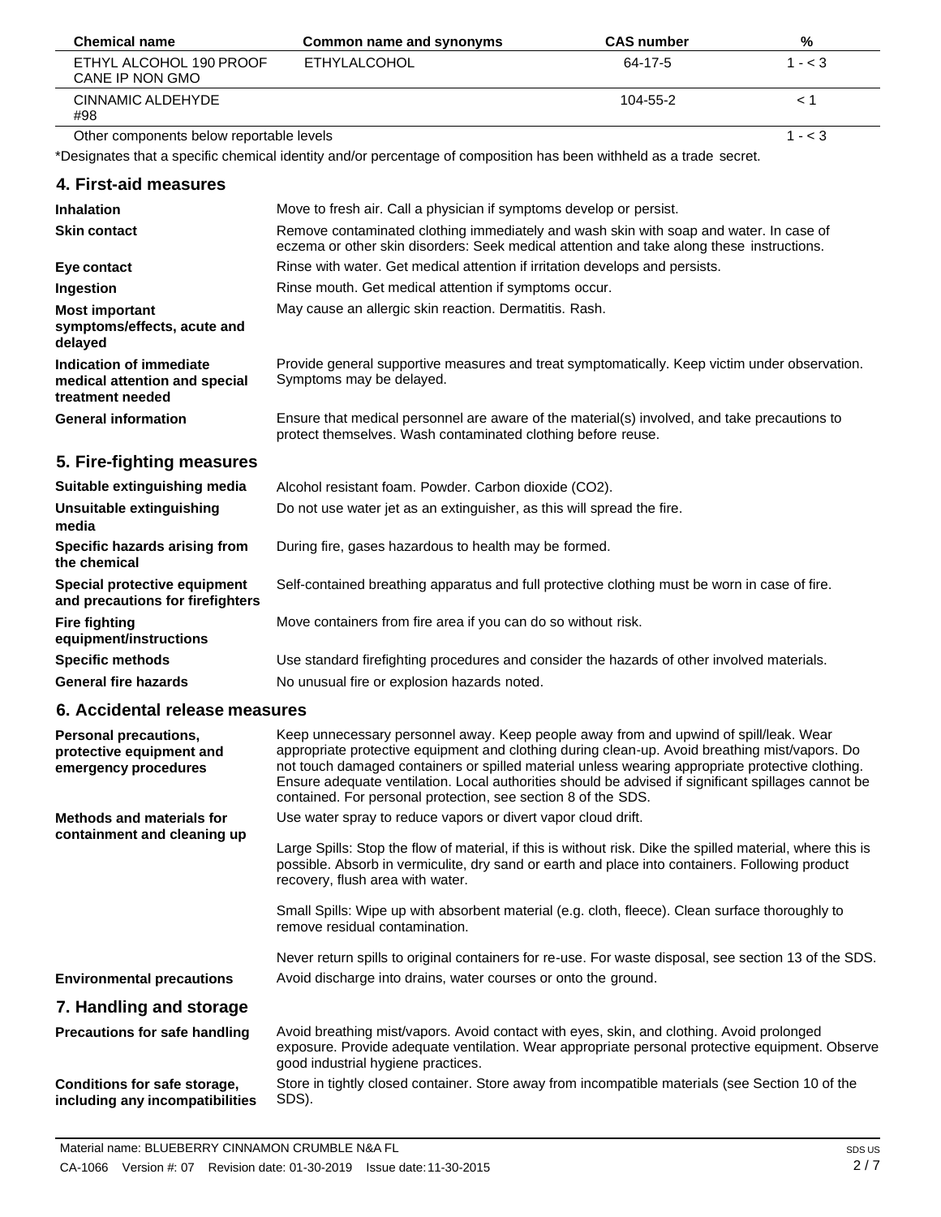| Chemical name | Common name and synonyms | CAS number | % |
|---|---|---|---|
| ETHYL ALCOHOL 190 PROOF CANE IP NON GMO | ETHYLALCOHOL | 64-17-5 | 1 - < 3 |
| CINNAMIC ALDEHYDE #98 | | 104-55-2 | < 1 |
| Other components below reportable levels | | | 1 - < 3 |

*Designates that a specific chemical identity and/or percentage of composition has been withheld as a trade secret.

## 4. First-aid measures

| | |
|---|---|
| **Inhalation** | Move to fresh air. Call a physician if symptoms develop or persist. |
| **Skin contact** | Remove contaminated clothing immediately and wash skin with soap and water. In case of eczema or other skin disorders: Seek medical attention and take along these instructions. |
| **Eye contact** | Rinse with water. Get medical attention if irritation develops and persists. |
| **Ingestion** | Rinse mouth. Get medical attention if symptoms occur. |
| **Most important symptoms/effects, acute and delayed** | May cause an allergic skin reaction. Dermatitis. Rash. |
| **Indication of immediate medical attention and special treatment needed** | Provide general supportive measures and treat symptomatically. Keep victim under observation. Symptoms may be delayed. |
| **General information** | Ensure that medical personnel are aware of the material(s) involved, and take precautions to protect themselves. Wash contaminated clothing before reuse. |

## 5. Fire-fighting measures

| | |
|---|---|
| **Suitable extinguishing media** | Alcohol resistant foam. Powder. Carbon dioxide ($CO_2$). |
| **Unsuitable extinguishing media** | Do not use water jet as an extinguisher, as this will spread the fire. |
| **Specific hazards arising from the chemical** | During fire, gases hazardous to health may be formed. |
| **Special protective equipment and precautions for firefighters** | Self-contained breathing apparatus and full protective clothing must be worn in case of fire. |
| **Fire fighting equipment/instructions** | Move containers from fire area if you can do so without risk. |
| **Specific methods** | Use standard firefighting procedures and consider the hazards of other involved materials. |
| **General fire hazards** | No unusual fire or explosion hazards noted. |

## 6. Accidental release measures

**Personal precautions, protective equipment and emergency procedures**

Keep unnecessary personnel away. Keep people away from and upwind of spill/leak. Wear appropriate protective equipment and clothing during clean-up. Avoid breathing mist/vapors. Do not touch damaged containers or spilled material unless wearing appropriate protective clothing. Ensure adequate ventilation. Local authorities should be advised if significant spillages cannot be contained. For personal protection, see section 8 of the SDS.

**Methods and materials for containment and cleaning up**

Use water spray to reduce vapors or divert vapor cloud drift.

Large Spills: Stop the flow of material, if this is without risk. Dike the spilled material, where this is possible. Absorb in vermiculite, dry sand or earth and place into containers. Following product recovery, flush area with water.

Small Spills: Wipe up with absorbent material (e.g. cloth, fleece). Clean surface thoroughly to remove residual contamination.

Never return spills to original containers for re-use. For waste disposal, see section 13 of the SDS.

**Environmental precautions**

Avoid discharge into drains, water courses or onto the ground.

## 7. Handling and storage

| | |
|---|---|
| **Precautions for safe handling** | Avoid breathing mist/vapors. Avoid contact with eyes, skin, and clothing. Avoid prolonged exposure. Provide adequate ventilation. Wear appropriate personal protective equipment. Observe good industrial hygiene practices. |
| **Conditions for safe storage, including any incompatibilities** | Store in tightly closed container. Store away from incompatible materials (see Section 10 of the SDS). |

Material name: BLUEBERRY CINNAMON CRUMBLE N&A FL

CA-1066 Version #: 07 Revision date: 01-30-2019 Issue date: 11-30-2015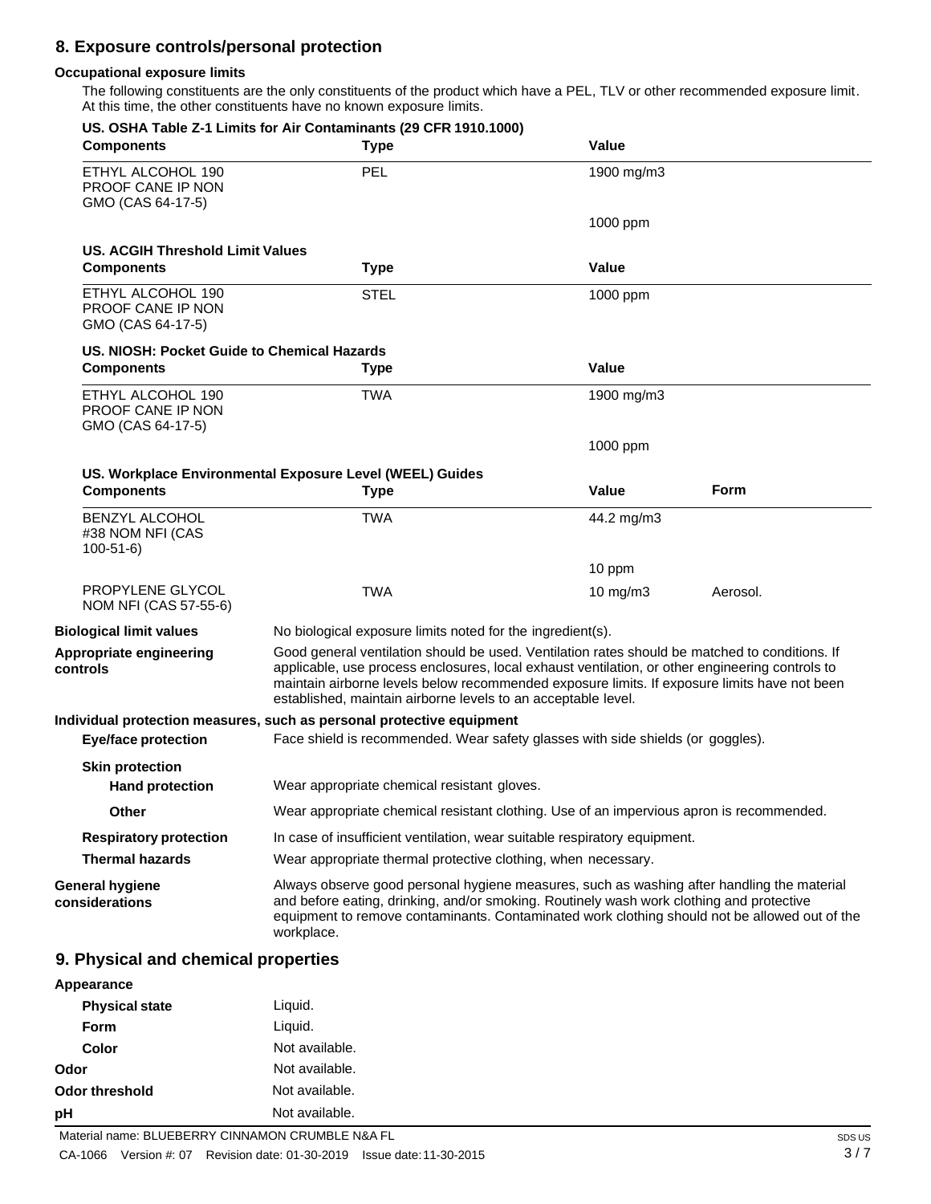## 8. Exposure controls/personal protection

### Occupational exposure limits

The following constituents are the only constituents of the product which have a PEL, TLV or other recommended exposure limit. At this time, the other constituents have no known exposure limits.

**US. OSHA Table Z-1 Limits for Air Contaminants (29 CFR 1910.1000)**

| Components | Type | Value |
|---|---|---|
| ETHYL ALCOHOL 190 PROOF CANE IP NON GMO (CAS 64-17-5) | PEL | 1900 mg/m3 |
| | | 1000 ppm |

**US. ACGIH Threshold Limit Values**

| Components | Type | Value |
|---|---|---|
| ETHYL ALCOHOL 190 PROOF CANE IP NON GMO (CAS 64-17-5) | STEL | 1000 ppm |

**US. NIOSH: Pocket Guide to Chemical Hazards**

| Components | Type | Value |
|---|---|---|
| ETHYL ALCOHOL 190 PROOF CANE IP NON GMO (CAS 64-17-5) | TWA | 1900 mg/m3 |
| | | 1000 ppm |

**US. Workplace Environmental Exposure Level (WEEL) Guides**

| Components | Type | Value | Form |
|---|---|---|---|
| BENZYL ALCOHOL #38 NOM NFI (CAS 100-51-6) | TWA | 44.2 mg/m3 | |
| | | 10 ppm | |
| PROPYLENE GLYCOL NOM NFI (CAS 57-55-6) | TWA | 10 mg/m3 | Aerosol. |

**Biological limit values**
No biological exposure limits noted for the ingredient(s).

**Appropriate engineering controls**
Good general ventilation should be used. Ventilation rates should be matched to conditions. If applicable, use process enclosures, local exhaust ventilation, or other engineering controls to maintain airborne levels below recommended exposure limits. If exposure limits have not been established, maintain airborne levels to an acceptable level.

### Individual protection measures, such as personal protective equipment

**Eye/face protection**
Face shield is recommended. Wear safety glasses with side shields (or goggles).

**Skin protection**

**Hand protection**
Wear appropriate chemical resistant gloves.

**Other**
Wear appropriate chemical resistant clothing. Use of an impervious apron is recommended.

**Respiratory protection**
In case of insufficient ventilation, wear suitable respiratory equipment.

**Thermal hazards**
Wear appropriate thermal protective clothing, when necessary.

**General hygiene considerations**
Always observe good personal hygiene measures, such as washing after handling the material and before eating, drinking, and/or smoking. Routinely wash work clothing and protective equipment to remove contaminants. Contaminated work clothing should not be allowed out of the workplace.

## 9. Physical and chemical properties

**Appearance**

**Physical state** Liquid.

**Form** Liquid.

**Color** Not available.

**Odor** Not available.

**Odor threshold** Not available.

**pH** Not available.

Material name: BLUEBERRY CINNAMON CRUMBLE N&A FL

CA-1066 Version #: 07 Revision date: 01-30-2019 Issue date: 11-30-2015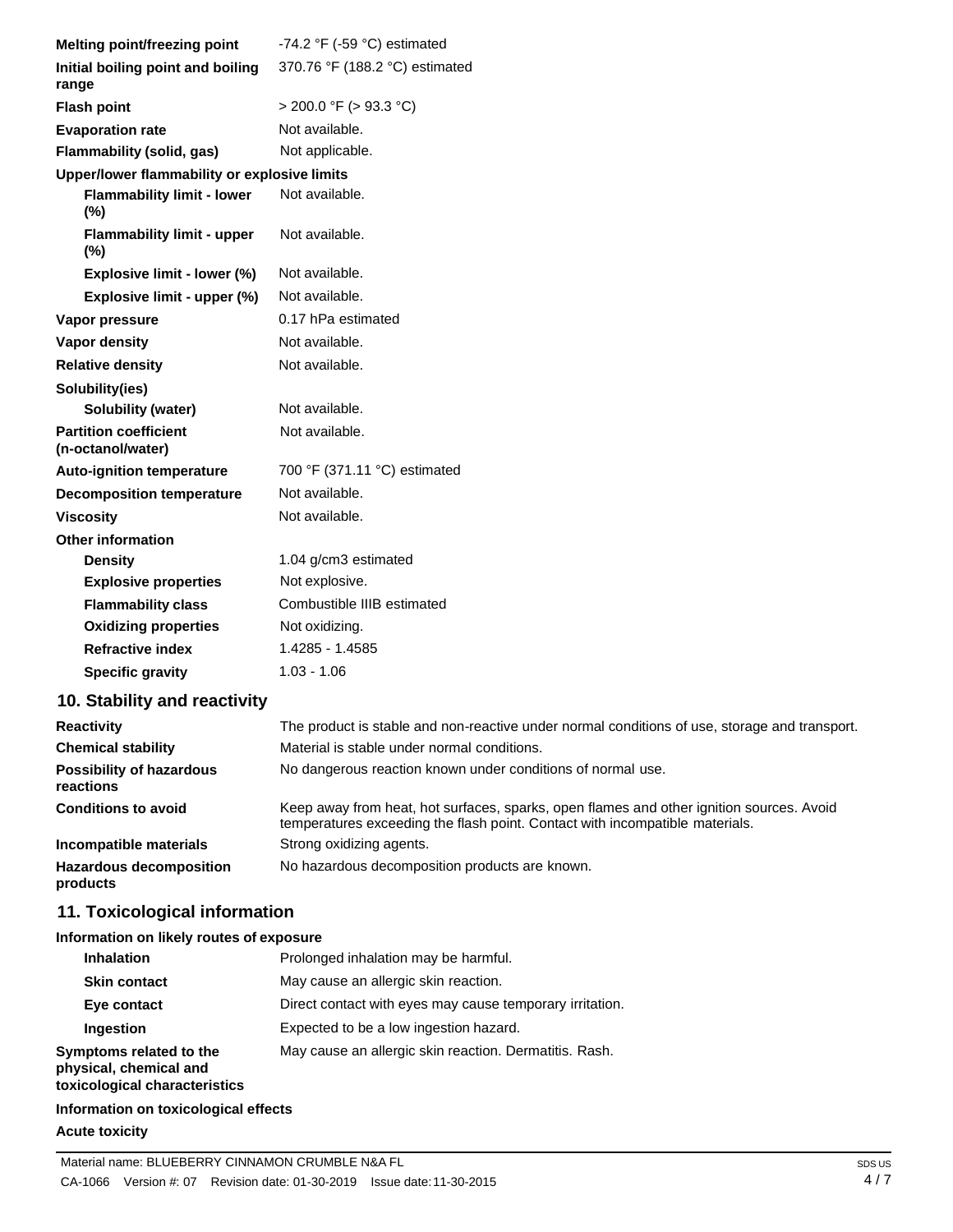| | |
|---|---|
| **Melting point/freezing point** | -74.2 °F (-59 °C) estimated |
| **Initial boiling point and boiling range** | 370.76 °F (188.2 °C) estimated |
| **Flash point** | > 200.0 °F (> 93.3 °C) |
| **Evaporation rate** | Not available. |
| **Flammability (solid, gas)** | Not applicable. |
| **Upper/lower flammability or explosive limits** | |
| **Flammability limit - lower (%)** | Not available. |
| **Flammability limit - upper (%)** | Not available. |
| **Explosive limit - lower (%)** | Not available. |
| **Explosive limit - upper (%)** | Not available. |
| **Vapor pressure** | 0.17 hPa estimated |
| **Vapor density** | Not available. |
| **Relative density** | Not available. |
| **Solubility(ies)** | |
| **Solubility (water)** | Not available. |
| **Partition coefficient (n-octanol/water)** | Not available. |
| **Auto-ignition temperature** | 700 °F (371.11 °C) estimated |
| **Decomposition temperature** | Not available. |
| **Viscosity** | Not available. |
| **Other information** | |
| **Density** | 1.04 g/cm3 estimated |
| **Explosive properties** | Not explosive. |
| **Flammability class** | Combustible IIIB estimated |
| **Oxidizing properties** | Not oxidizing. |
| **Refractive index** | 1.4285 - 1.4585 |
| **Specific gravity** | 1.03 - 1.06 |

## 10. Stability and reactivity

| | |
|---|---|
| **Reactivity** | The product is stable and non-reactive under normal conditions of use, storage and transport. |
| **Chemical stability** | Material is stable under normal conditions. |
| **Possibility of hazardous reactions** | No dangerous reaction known under conditions of normal use. |
| **Conditions to avoid** | Keep away from heat, hot surfaces, sparks, open flames and other ignition sources. Avoid temperatures exceeding the flash point. Contact with incompatible materials. |
| **Incompatible materials** | Strong oxidizing agents. |
| **Hazardous decomposition products** | No hazardous decomposition products are known. |

## 11. Toxicological information

**Information on likely routes of exposure**

| | |
|---|---|
| **Inhalation** | Prolonged inhalation may be harmful. |
| **Skin contact** | May cause an allergic skin reaction. |
| **Eye contact** | Direct contact with eyes may cause temporary irritation. |
| **Ingestion** | Expected to be a low ingestion hazard. |
| **Symptoms related to the physical, chemical and toxicological characteristics** | May cause an allergic skin reaction. Dermatitis. Rash. |

**Information on toxicological effects**

**Acute toxicity**

Material name: BLUEBERRY CINNAMON CRUMBLE N&A FL

CA-1066 Version #: 07 Revision date: 01-30-2019 Issue date: 11-30-2015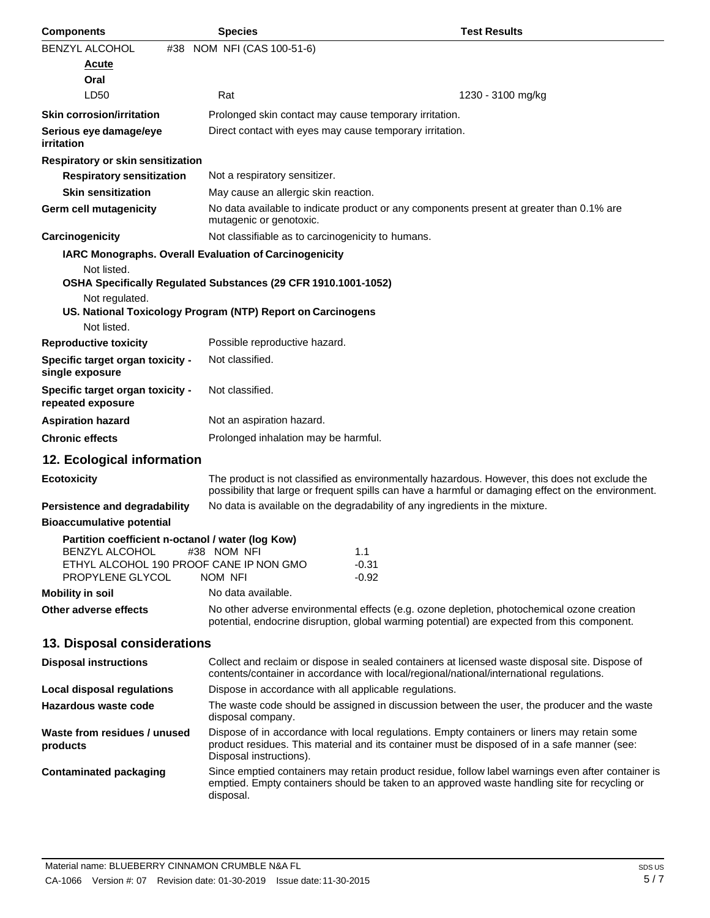| Components | Species | Test Results |
| --- | --- | --- |
| BENZYL ALCOHOL #38 NOM NFI (CAS 100-51-6) | | |
| **Acute** | | |
| **Oral** | | |
| LD50 | Rat | 1230 - 3100 mg/kg |

**Skin corrosion/irritation** Prolonged skin contact may cause temporary irritation.

**Serious eye damage/eye irritation** Direct contact with eyes may cause temporary irritation.

**Respiratory or skin sensitization**

**Respiratory sensitization** Not a respiratory sensitizer.

**Skin sensitization** May cause an allergic skin reaction.

**Germ cell mutagenicity** No data available to indicate product or any components present at greater than 0.1% are mutagenic or genotoxic.

**Carcinogenicity** Not classifiable as to carcinogenicity to humans.

**IARC Monographs. Overall Evaluation of Carcinogenicity**

Not listed.

**OSHA Specifically Regulated Substances (29 CFR 1910.1001-1052)**

Not regulated.

**US. National Toxicology Program (NTP) Report on Carcinogens**

Not listed.

**Reproductive toxicity** Possible reproductive hazard.

**Specific target organ toxicity - single exposure** Not classified.

**Specific target organ toxicity - repeated exposure** Not classified.

**Aspiration hazard** Not an aspiration hazard.

**Chronic effects** Prolonged inhalation may be harmful.

## 12. Ecological information

**Ecotoxicity** The product is not classified as environmentally hazardous. However, this does not exclude the possibility that large or frequent spills can have a harmful or damaging effect on the environment.

**Persistence and degradability** No data is available on the degradability of any ingredients in the mixture.

**Bioaccumulative potential**

**Partition coefficient n-octanol / water (log Kow)**

| | |
| --- | --- |
| BENZYL ALCOHOL #38 NOM NFI | 1.1 |
| ETHYL ALCOHOL 190 PROOF CANE IP NON GMO | -0.31 |
| PROPYLENE GLYCOL NOM NFI | -0.92 |

**Mobility in soil** No data available.

**Other adverse effects** No other adverse environmental effects (e.g. ozone depletion, photochemical ozone creation potential, endocrine disruption, global warming potential) are expected from this component.

## 13. Disposal considerations

**Disposal instructions** Collect and reclaim or dispose in sealed containers at licensed waste disposal site. Dispose of contents/container in accordance with local/regional/national/international regulations.

**Local disposal regulations** Dispose in accordance with all applicable regulations.

**Hazardous waste code** The waste code should be assigned in discussion between the user, the producer and the waste disposal company.

**Waste from residues / unused products** Dispose of in accordance with local regulations. Empty containers or liners may retain some product residues. This material and its container must be disposed of in a safe manner (see: Disposal instructions).

**Contaminated packaging** Since emptied containers may retain product residue, follow label warnings even after container is emptied. Empty containers should be taken to an approved waste handling site for recycling or disposal.

Material name: BLUEBERRY CINNAMON CRUMBLE N&A FL

CA-1066 Version #: 07 Revision date: 01-30-2019 Issue date: 11-30-2015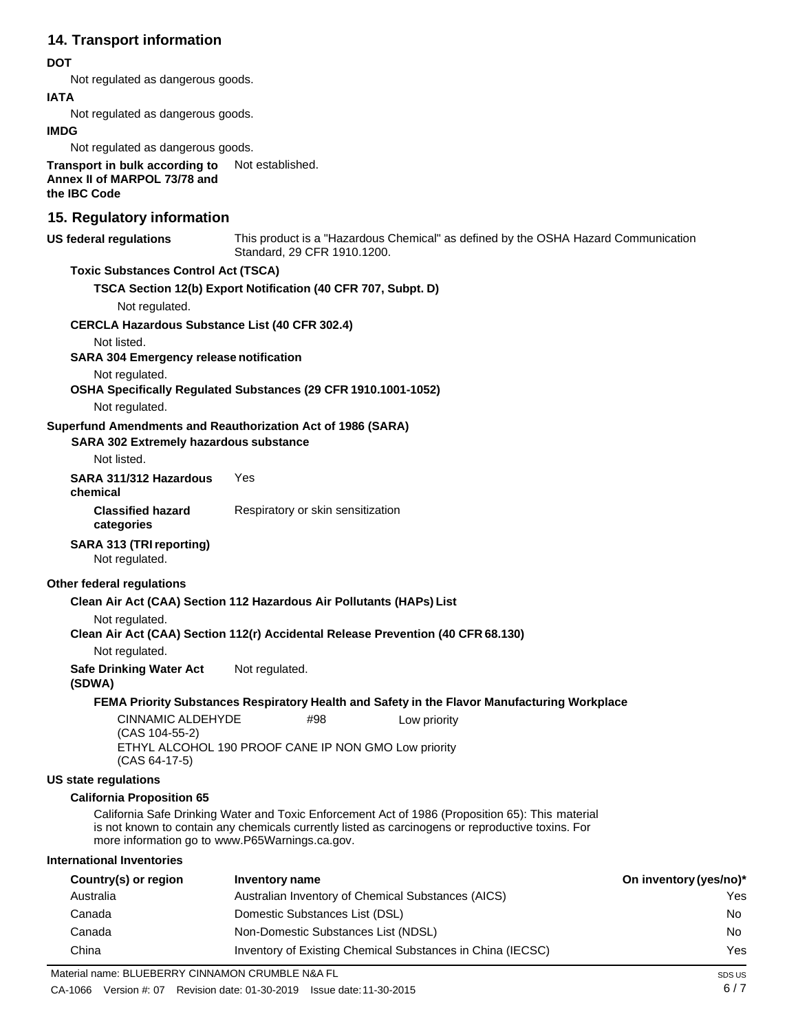## 14. Transport information

**DOT**

Not regulated as dangerous goods.

**IATA**

Not regulated as dangerous goods.

**IMDG**

Not regulated as dangerous goods.

**Transport in bulk according to Annex II of MARPOL 73/78 and the IBC Code** Not established.

## 15. Regulatory information

**US federal regulations** This product is a "Hazardous Chemical" as defined by the OSHA Hazard Communication Standard, 29 CFR 1910.1200.

**Toxic Substances Control Act (TSCA)**

**TSCA Section 12(b) Export Notification (40 CFR 707, Subpt. D)**

Not regulated.

**CERCLA Hazardous Substance List (40 CFR 302.4)**

Not listed.

**SARA 304 Emergency release notification**

Not regulated.

**OSHA Specifically Regulated Substances (29 CFR 1910.1001-1052)**

Not regulated.

**Superfund Amendments and Reauthorization Act of 1986 (SARA)**

**SARA 302 Extremely hazardous substance**

Not listed.

**SARA 311/312 Hazardous chemical** Yes

**Classified hazard categories** Respiratory or skin sensitization

**SARA 313 (TRI reporting)**

Not regulated.

**Other federal regulations**

**Clean Air Act (CAA) Section 112 Hazardous Air Pollutants (HAPs) List**

Not regulated.

**Clean Air Act (CAA) Section 112(r) Accidental Release Prevention (40 CFR 68.130)**

Not regulated.

**Safe Drinking Water Act (SDWA)** Not regulated.

**FEMA Priority Substances Respiratory Health and Safety in the Flavor Manufacturing Workplace**

| | | |
|---|---|---|
| CINNAMIC ALDEHYDE (CAS 104-55-2) | #98 | Low priority |
| ETHYL ALCOHOL 190 PROOF CANE IP NON GMO (CAS 64-17-5) | | Low priority |

**US state regulations**

**California Proposition 65**

California Safe Drinking Water and Toxic Enforcement Act of 1986 (Proposition 65): This material is not known to contain any chemicals currently listed as carcinogens or reproductive toxins. For more information go to www.P65Warnings.ca.gov.

**International Inventories**

| Country(s) or region | Inventory name | On inventory (yes/no)* |
|---|---|---|
| Australia | Australian Inventory of Chemical Substances (AICS) | Yes |
| Canada | Domestic Substances List (DSL) | No |
| Canada | Non-Domestic Substances List (NDSL) | No |
| China | Inventory of Existing Chemical Substances in China (IECSC) | Yes |

Material name: BLUEBERRY CINNAMON CRUMBLE N&A FL

CA-1066 Version #: 07 Revision date: 01-30-2019 Issue date: 11-30-2015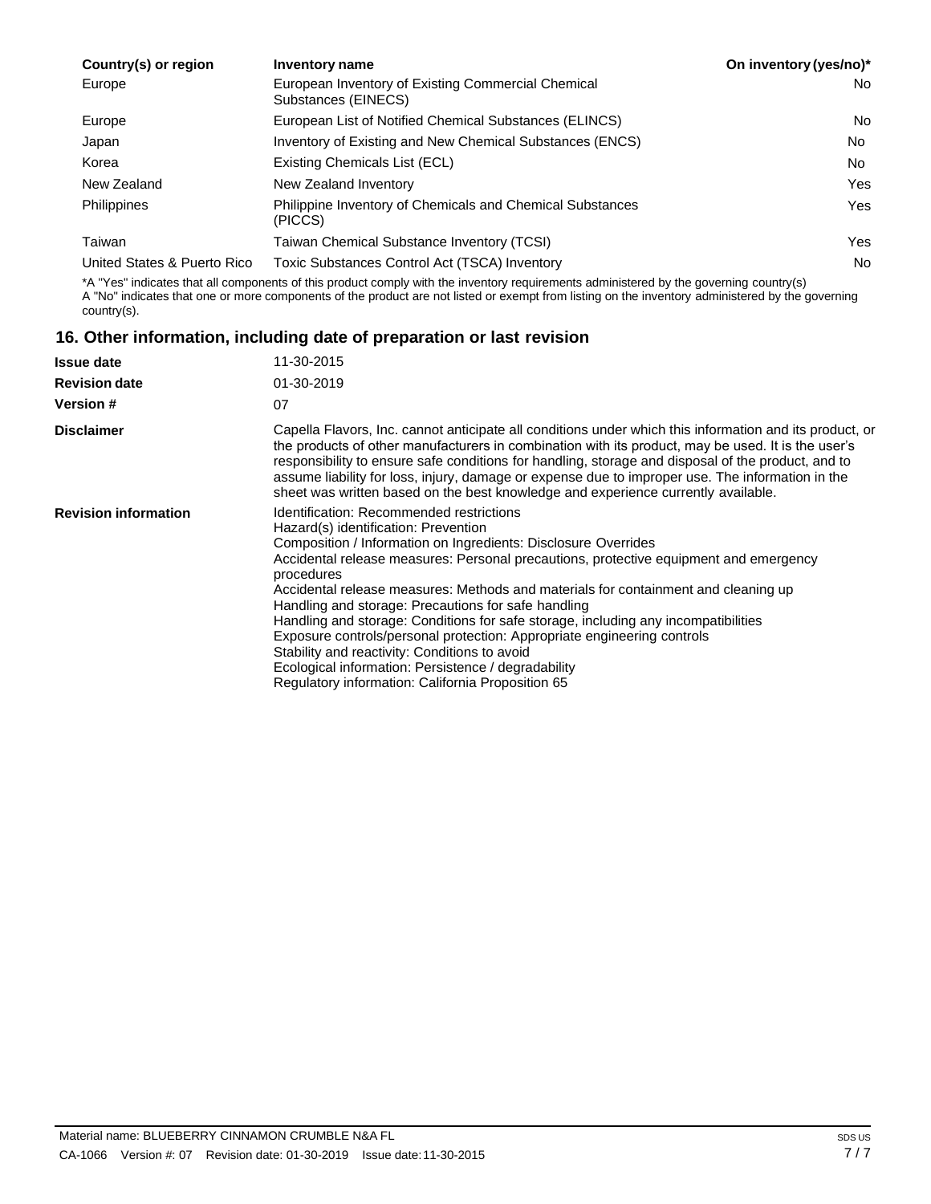| Country(s) or region | Inventory name | On inventory (yes/no)* |
| --- | --- | --- |
| Europe | European Inventory of Existing Commercial Chemical Substances (EINECS) | No |
| Europe | European List of Notified Chemical Substances (ELINCS) | No |
| Japan | Inventory of Existing and New Chemical Substances (ENCS) | No |
| Korea | Existing Chemicals List (ECL) | No |
| New Zealand | New Zealand Inventory | Yes |
| Philippines | Philippine Inventory of Chemicals and Chemical Substances (PICCS) | Yes |
| Taiwan | Taiwan Chemical Substance Inventory (TCSI) | Yes |
| United States & Puerto Rico | Toxic Substances Control Act (TSCA) Inventory | No |

*A "Yes" indicates that all components of this product comply with the inventory requirements administered by the governing country(s)
A "No" indicates that one or more components of the product are not listed or exempt from listing on the inventory administered by the governing country(s).

## 16. Other information, including date of preparation or last revision

**Issue date** 11-30-2015

**Revision date** 01-30-2019

**Version #** 07

**Disclaimer** Capella Flavors, Inc. cannot anticipate all conditions under which this information and its product, or the products of other manufacturers in combination with its product, may be used. It is the user's responsibility to ensure safe conditions for handling, storage and disposal of the product, and to assume liability for loss, injury, damage or expense due to improper use. The information in the sheet was written based on the best knowledge and experience currently available.

**Revision information**

Identification: Recommended restrictions
Hazard(s) identification: Prevention
Composition / Information on Ingredients: Disclosure Overrides
Accidental release measures: Personal precautions, protective equipment and emergency procedures
Accidental release measures: Methods and materials for containment and cleaning up
Handling and storage: Precautions for safe handling
Handling and storage: Conditions for safe storage, including any incompatibilities
Exposure controls/personal protection: Appropriate engineering controls
Stability and reactivity: Conditions to avoid
Ecological information: Persistence / degradability
Regulatory information: California Proposition 65